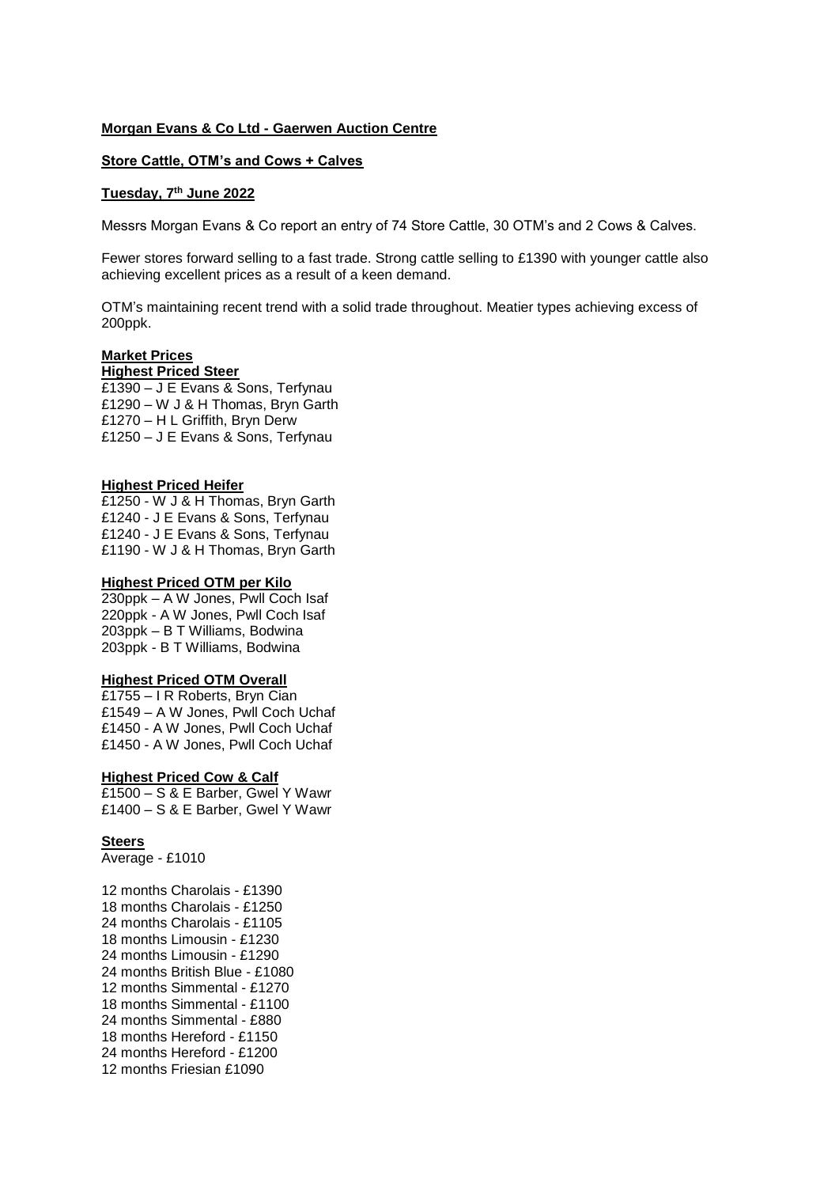**Morgan Evans & Co Ltd - Gaerwen Auction Centre**

**Store Cattle, OTM's and Cows + Calves**

**Tuesday, 7th June 2022**

Messrs Morgan Evans & Co report an entry of 74 Store Cattle, 30 OTM's and 2 Cows & Calves.

Fewer stores forward selling to a fast trade. Strong cattle selling to £1390 with younger cattle also achieving excellent prices as a result of a keen demand.

OTM's maintaining recent trend with a solid trade throughout. Meatier types achieving excess of 200ppk.

**Market Prices**

**Highest Priced Steer**

£1390 – J E Evans & Sons, Terfynau
£1290 – W J & H Thomas, Bryn Garth
£1270 – H L Griffith, Bryn Derw
£1250 – J E Evans & Sons, Terfynau

**Highest Priced Heifer**

£1250 - W J & H Thomas, Bryn Garth
£1240 - J E Evans & Sons, Terfynau
£1240 - J E Evans & Sons, Terfynau
£1190 - W J & H Thomas, Bryn Garth

**Highest Priced OTM per Kilo**

230ppk – A W Jones, Pwll Coch Isaf
220ppk - A W Jones, Pwll Coch Isaf
203ppk – B T Williams, Bodwina
203ppk - B T Williams, Bodwina

**Highest Priced OTM Overall**

£1755 – I R Roberts, Bryn Cian
£1549 – A W Jones, Pwll Coch Uchaf
£1450 - A W Jones, Pwll Coch Uchaf
£1450 - A W Jones, Pwll Coch Uchaf

**Highest Priced Cow & Calf**

£1500 – S & E Barber, Gwel Y Wawr
£1400 – S & E Barber, Gwel Y Wawr

**Steers**

Average - £1010

12 months Charolais - £1390
18 months Charolais - £1250
24 months Charolais - £1105
18 months Limousin - £1230
24 months Limousin - £1290
24 months British Blue - £1080
12 months Simmental - £1270
18 months Simmental - £1100
24 months Simmental - £880
18 months Hereford - £1150
24 months Hereford - £1200
12 months Friesian £1090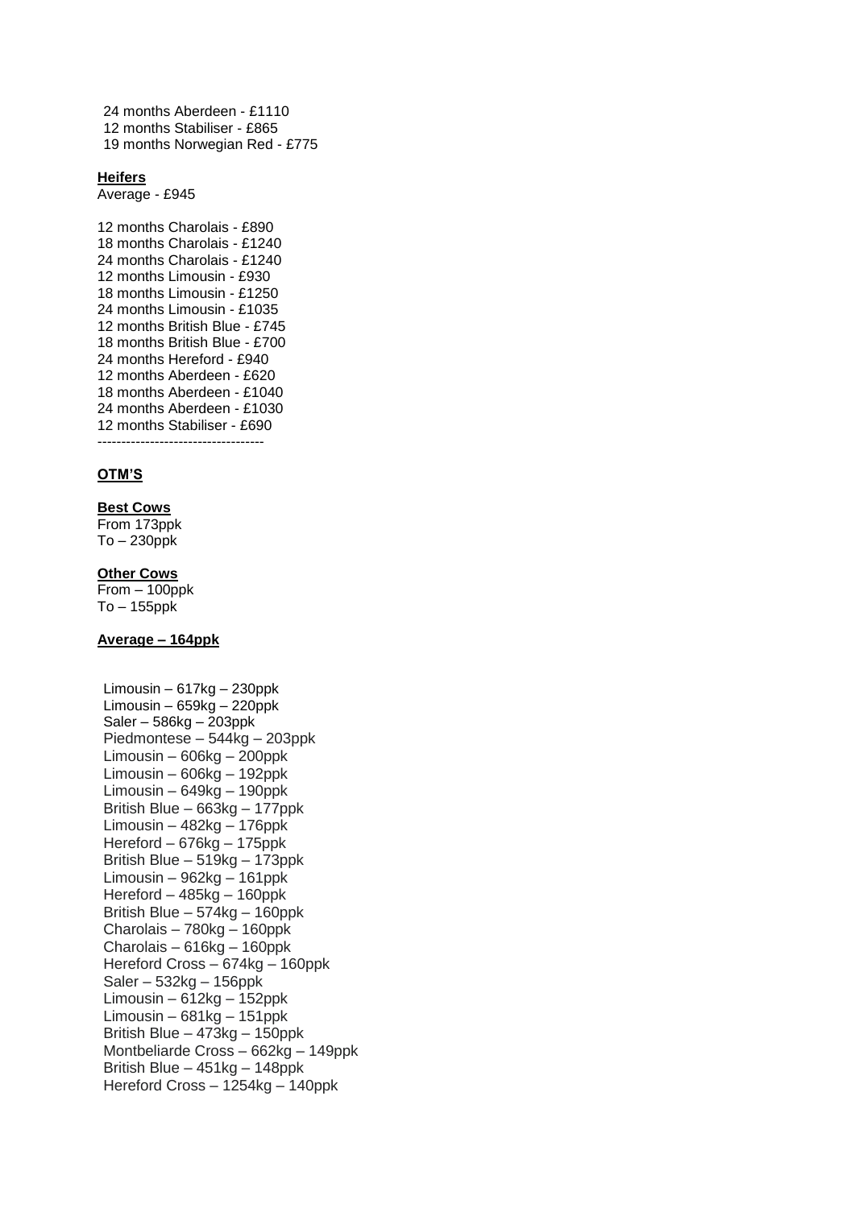24 months Aberdeen - £1110
12 months Stabiliser - £865
19 months Norwegian Red - £775

**Heifers**
Average - £945

12 months Charolais - £890
18 months Charolais - £1240
24 months Charolais - £1240
12 months Limousin - £930
18 months Limousin - £1250
24 months Limousin - £1035
12 months British Blue - £745
18 months British Blue - £700
24 months Hereford - £940
12 months Aberdeen - £620
18 months Aberdeen - £1040
24 months Aberdeen - £1030
12 months Stabiliser - £690

-----------------------------------

**OTM'S**

**Best Cows**
From 173ppk
To – 230ppk

**Other Cows**
From – 100ppk
To – 155ppk

**Average – 164ppk**

Limousin – 617kg – 230ppk
Limousin – 659kg – 220ppk
Saler – 586kg – 203ppk
Piedmontese – 544kg – 203ppk
Limousin – 606kg – 200ppk
Limousin – 606kg – 192ppk
Limousin – 649kg – 190ppk
British Blue – 663kg – 177ppk
Limousin – 482kg – 176ppk
Hereford – 676kg – 175ppk
British Blue – 519kg – 173ppk
Limousin – 962kg – 161ppk
Hereford – 485kg – 160ppk
British Blue – 574kg – 160ppk
Charolais – 780kg – 160ppk
Charolais – 616kg – 160ppk
Hereford Cross – 674kg – 160ppk
Saler – 532kg – 156ppk
Limousin – 612kg – 152ppk
Limousin – 681kg – 151ppk
British Blue – 473kg – 150ppk
Montbeliarde Cross – 662kg – 149ppk
British Blue – 451kg – 148ppk
Hereford Cross – 1254kg – 140ppk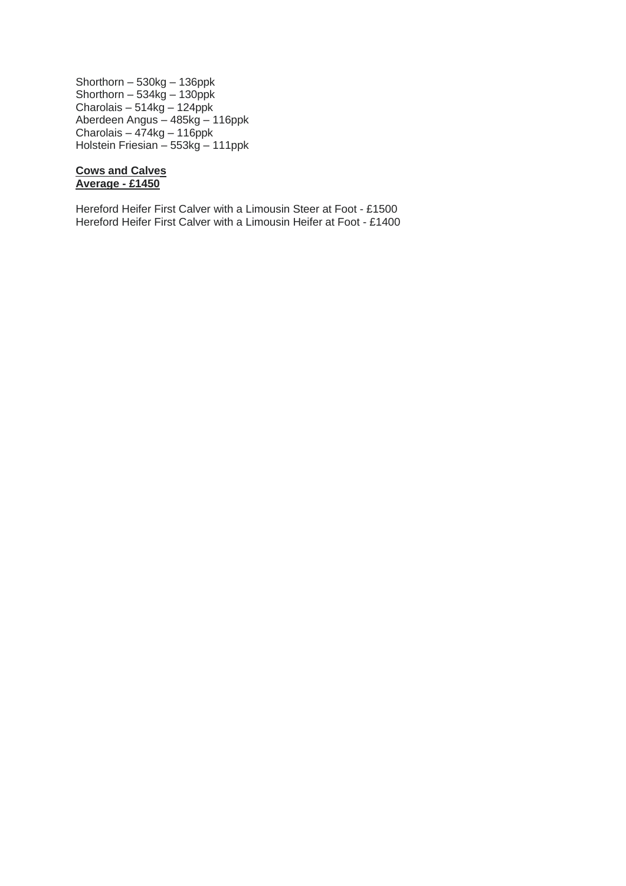Shorthorn – 530kg – 136ppk
Shorthorn – 534kg – 130ppk
Charolais – 514kg – 124ppk
Aberdeen Angus – 485kg – 116ppk
Charolais – 474kg – 116ppk
Holstein Friesian – 553kg – 111ppk

**Cows and Calves**
**Average - £1450**

Hereford Heifer First Calver with a Limousin Steer at Foot - £1500
Hereford Heifer First Calver with a Limousin Heifer at Foot - £1400